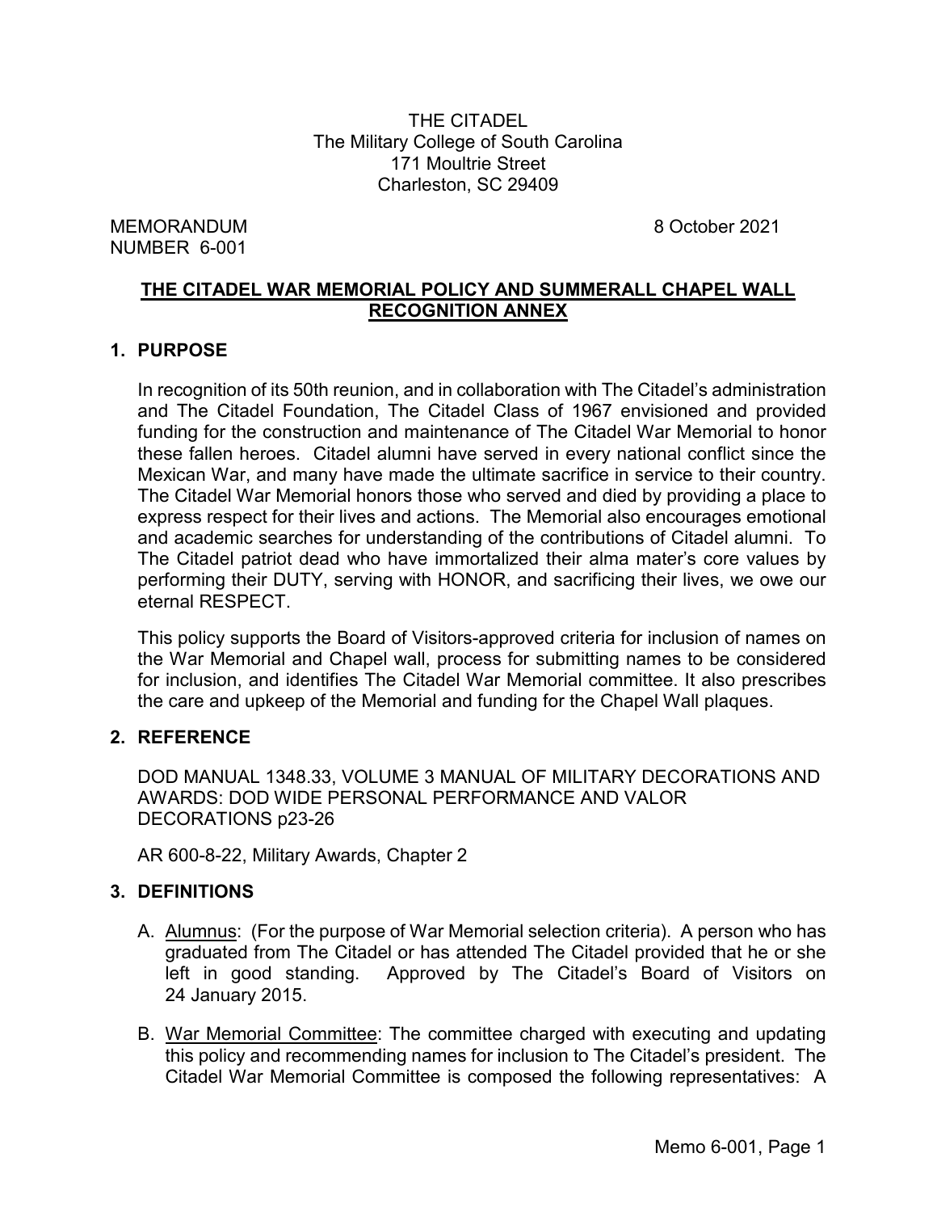THE CITADEL
The Military College of South Carolina
171 Moultrie Street
Charleston, SC 29409

MEMORANDUM
NUMBER 6-001

8 October 2021

# THE CITADEL WAR MEMORIAL POLICY AND SUMMERALL CHAPEL WALL RECOGNITION ANNEX

## 1. PURPOSE

In recognition of its 50th reunion, and in collaboration with The Citadel's administration and The Citadel Foundation, The Citadel Class of 1967 envisioned and provided funding for the construction and maintenance of The Citadel War Memorial to honor these fallen heroes. Citadel alumni have served in every national conflict since the Mexican War, and many have made the ultimate sacrifice in service to their country. The Citadel War Memorial honors those who served and died by providing a place to express respect for their lives and actions. The Memorial also encourages emotional and academic searches for understanding of the contributions of Citadel alumni. To The Citadel patriot dead who have immortalized their alma mater's core values by performing their DUTY, serving with HONOR, and sacrificing their lives, we owe our eternal RESPECT.

This policy supports the Board of Visitors-approved criteria for inclusion of names on the War Memorial and Chapel wall, process for submitting names to be considered for inclusion, and identifies The Citadel War Memorial committee. It also prescribes the care and upkeep of the Memorial and funding for the Chapel Wall plaques.

## 2. REFERENCE

DOD MANUAL 1348.33, VOLUME 3 MANUAL OF MILITARY DECORATIONS AND AWARDS: DOD WIDE PERSONAL PERFORMANCE AND VALOR DECORATIONS p23-26

AR 600-8-22, Military Awards, Chapter 2

## 3. DEFINITIONS

A. Alumnus: (For the purpose of War Memorial selection criteria). A person who has graduated from The Citadel or has attended The Citadel provided that he or she left in good standing. Approved by The Citadel's Board of Visitors on 24 January 2015.

B. War Memorial Committee: The committee charged with executing and updating this policy and recommending names for inclusion to The Citadel's president. The Citadel War Memorial Committee is composed the following representatives: A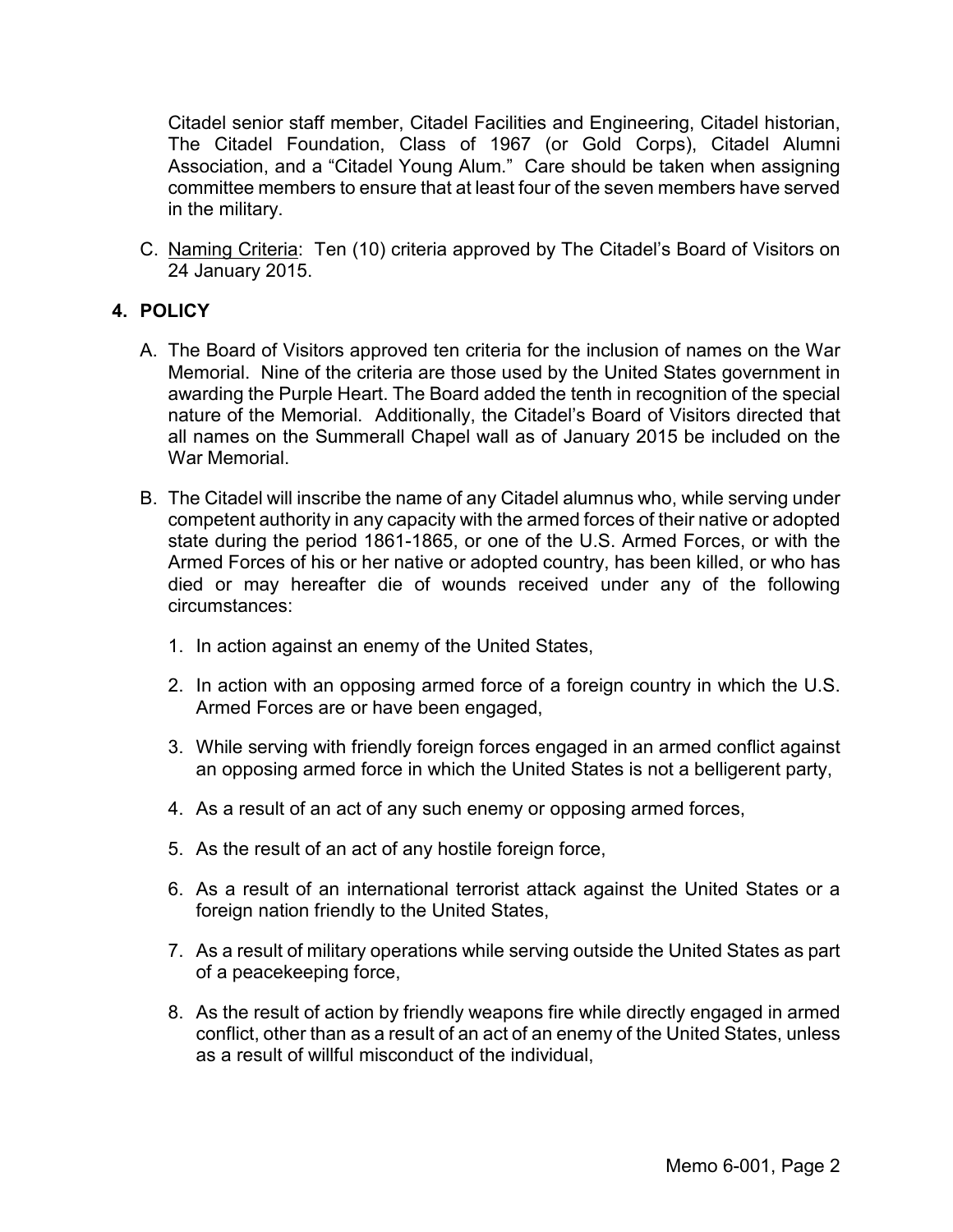Citadel senior staff member, Citadel Facilities and Engineering, Citadel historian, The Citadel Foundation, Class of 1967 (or Gold Corps), Citadel Alumni Association, and a "Citadel Young Alum." Care should be taken when assigning committee members to ensure that at least four of the seven members have served in the military.

C. Naming Criteria: Ten (10) criteria approved by The Citadel's Board of Visitors on 24 January 2015.

## 4. POLICY

A. The Board of Visitors approved ten criteria for the inclusion of names on the War Memorial. Nine of the criteria are those used by the United States government in awarding the Purple Heart. The Board added the tenth in recognition of the special nature of the Memorial. Additionally, the Citadel's Board of Visitors directed that all names on the Summerall Chapel wall as of January 2015 be included on the War Memorial.

B. The Citadel will inscribe the name of any Citadel alumnus who, while serving under competent authority in any capacity with the armed forces of their native or adopted state during the period 1861-1865, or one of the U.S. Armed Forces, or with the Armed Forces of his or her native or adopted country, has been killed, or who has died or may hereafter die of wounds received under any of the following circumstances:

1. In action against an enemy of the United States,
2. In action with an opposing armed force of a foreign country in which the U.S. Armed Forces are or have been engaged,
3. While serving with friendly foreign forces engaged in an armed conflict against an opposing armed force in which the United States is not a belligerent party,
4. As a result of an act of any such enemy or opposing armed forces,
5. As the result of an act of any hostile foreign force,
6. As a result of an international terrorist attack against the United States or a foreign nation friendly to the United States,
7. As a result of military operations while serving outside the United States as part of a peacekeeping force,
8. As the result of action by friendly weapons fire while directly engaged in armed conflict, other than as a result of an act of an enemy of the United States, unless as a result of willful misconduct of the individual,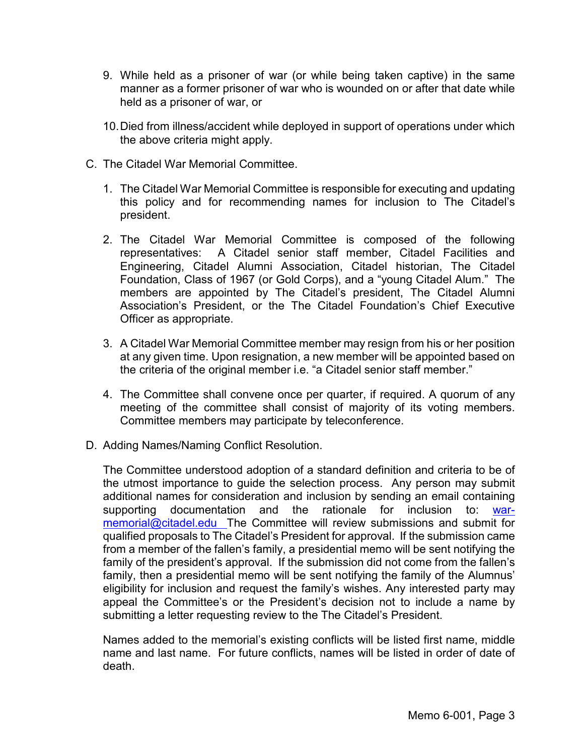9. While held as a prisoner of war (or while being taken captive) in the same manner as a former prisoner of war who is wounded on or after that date while held as a prisoner of war, or

10. Died from illness/accident while deployed in support of operations under which the above criteria might apply.

C. The Citadel War Memorial Committee.

1. The Citadel War Memorial Committee is responsible for executing and updating this policy and for recommending names for inclusion to The Citadel's president.

2. The Citadel War Memorial Committee is composed of the following representatives: A Citadel senior staff member, Citadel Facilities and Engineering, Citadel Alumni Association, Citadel historian, The Citadel Foundation, Class of 1967 (or Gold Corps), and a "young Citadel Alum." The members are appointed by The Citadel's president, The Citadel Alumni Association's President, or the The Citadel Foundation's Chief Executive Officer as appropriate.

3. A Citadel War Memorial Committee member may resign from his or her position at any given time. Upon resignation, a new member will be appointed based on the criteria of the original member i.e. "a Citadel senior staff member."

4. The Committee shall convene once per quarter, if required. A quorum of any meeting of the committee shall consist of majority of its voting members. Committee members may participate by teleconference.

D. Adding Names/Naming Conflict Resolution.

The Committee understood adoption of a standard definition and criteria to be of the utmost importance to guide the selection process. Any person may submit additional names for consideration and inclusion by sending an email containing supporting documentation and the rationale for inclusion to: [war-memorial@citadel.edu](mailto:war-memorial@citadel.edu) The Committee will review submissions and submit for qualified proposals to The Citadel's President for approval. If the submission came from a member of the fallen's family, a presidential memo will be sent notifying the family of the president's approval. If the submission did not come from the fallen's family, then a presidential memo will be sent notifying the family of the Alumnus' eligibility for inclusion and request the family's wishes. Any interested party may appeal the Committee's or the President's decision not to include a name by submitting a letter requesting review to the The Citadel's President.

Names added to the memorial's existing conflicts will be listed first name, middle name and last name. For future conflicts, names will be listed in order of date of death.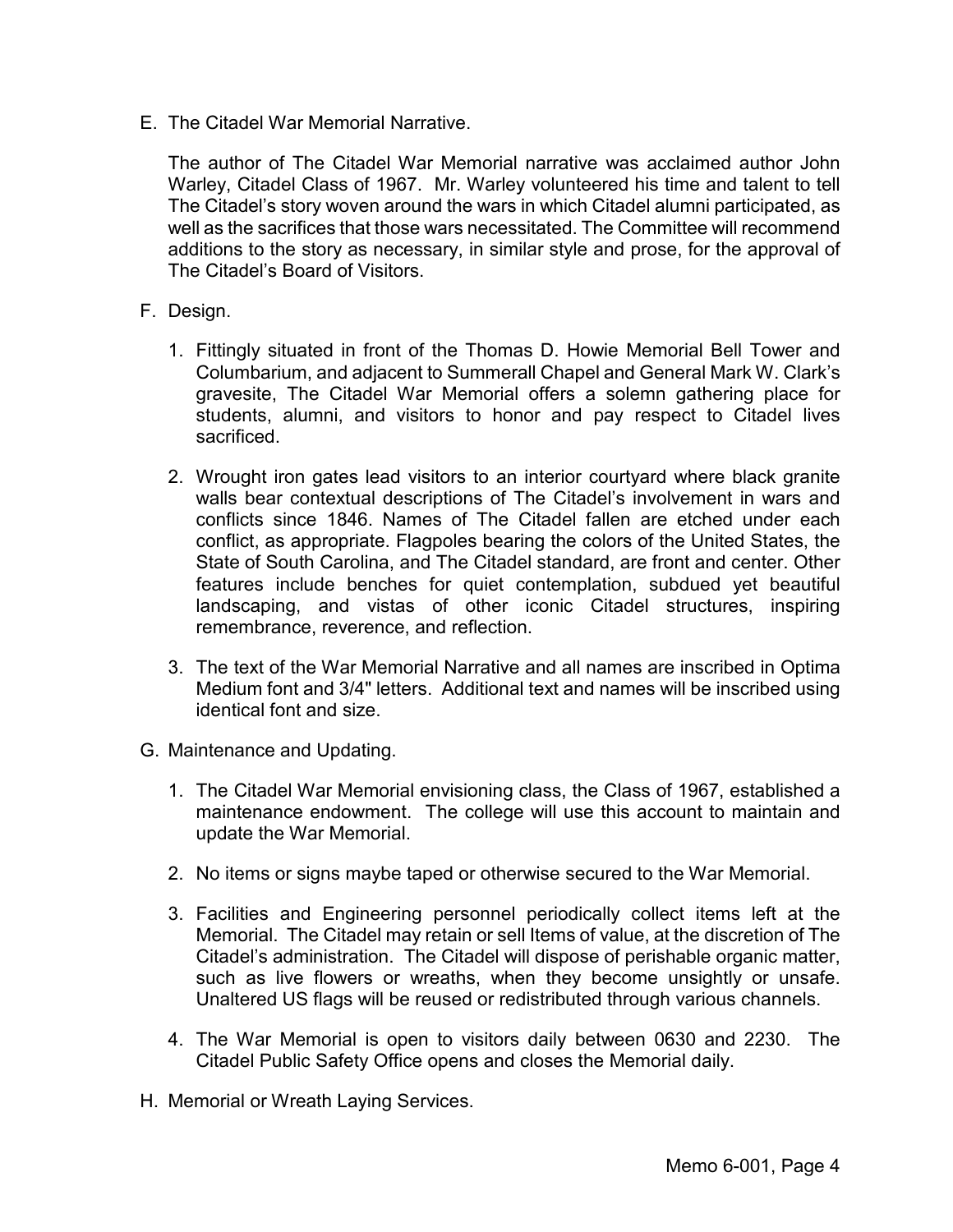E. The Citadel War Memorial Narrative.

   The author of The Citadel War Memorial narrative was acclaimed author John Warley, Citadel Class of 1967. Mr. Warley volunteered his time and talent to tell The Citadel's story woven around the wars in which Citadel alumni participated, as well as the sacrifices that those wars necessitated. The Committee will recommend additions to the story as necessary, in similar style and prose, for the approval of The Citadel's Board of Visitors.

F. Design.

   1. Fittingly situated in front of the Thomas D. Howie Memorial Bell Tower and Columbarium, and adjacent to Summerall Chapel and General Mark W. Clark's gravesite, The Citadel War Memorial offers a solemn gathering place for students, alumni, and visitors to honor and pay respect to Citadel lives sacrificed.

   2. Wrought iron gates lead visitors to an interior courtyard where black granite walls bear contextual descriptions of The Citadel's involvement in wars and conflicts since 1846. Names of The Citadel fallen are etched under each conflict, as appropriate. Flagpoles bearing the colors of the United States, the State of South Carolina, and The Citadel standard, are front and center. Other features include benches for quiet contemplation, subdued yet beautiful landscaping, and vistas of other iconic Citadel structures, inspiring remembrance, reverence, and reflection.

   3. The text of the War Memorial Narrative and all names are inscribed in Optima Medium font and 3/4" letters. Additional text and names will be inscribed using identical font and size.

G. Maintenance and Updating.

   1. The Citadel War Memorial envisioning class, the Class of 1967, established a maintenance endowment. The college will use this account to maintain and update the War Memorial.

   2. No items or signs maybe taped or otherwise secured to the War Memorial.

   3. Facilities and Engineering personnel periodically collect items left at the Memorial. The Citadel may retain or sell Items of value, at the discretion of The Citadel's administration. The Citadel will dispose of perishable organic matter, such as live flowers or wreaths, when they become unsightly or unsafe. Unaltered US flags will be reused or redistributed through various channels.

   4. The War Memorial is open to visitors daily between 0630 and 2230. The Citadel Public Safety Office opens and closes the Memorial daily.

H. Memorial or Wreath Laying Services.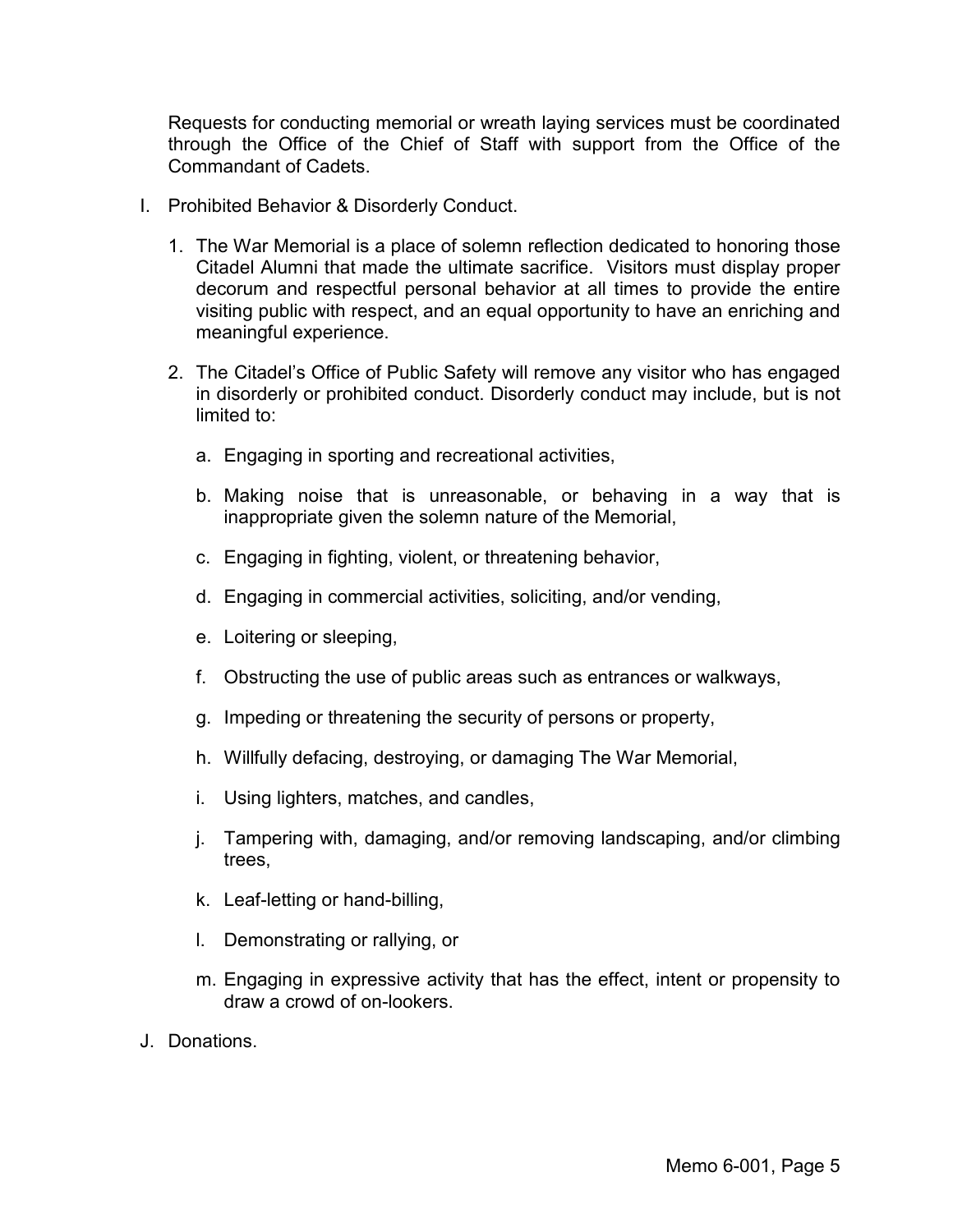Requests for conducting memorial or wreath laying services must be coordinated through the Office of the Chief of Staff with support from the Office of the Commandant of Cadets.

I. Prohibited Behavior & Disorderly Conduct.

   1. The War Memorial is a place of solemn reflection dedicated to honoring those Citadel Alumni that made the ultimate sacrifice. Visitors must display proper decorum and respectful personal behavior at all times to provide the entire visiting public with respect, and an equal opportunity to have an enriching and meaningful experience.

   2. The Citadel's Office of Public Safety will remove any visitor who has engaged in disorderly or prohibited conduct. Disorderly conduct may include, but is not limited to:

      a. Engaging in sporting and recreational activities,

      b. Making noise that is unreasonable, or behaving in a way that is inappropriate given the solemn nature of the Memorial,

      c. Engaging in fighting, violent, or threatening behavior,

      d. Engaging in commercial activities, soliciting, and/or vending,

      e. Loitering or sleeping,

      f. Obstructing the use of public areas such as entrances or walkways,

      g. Impeding or threatening the security of persons or property,

      h. Willfully defacing, destroying, or damaging The War Memorial,

      i. Using lighters, matches, and candles,

      j. Tampering with, damaging, and/or removing landscaping, and/or climbing trees,

      k. Leaf-letting or hand-billing,

      l. Demonstrating or rallying, or

      m. Engaging in expressive activity that has the effect, intent or propensity to draw a crowd of on-lookers.

J. Donations.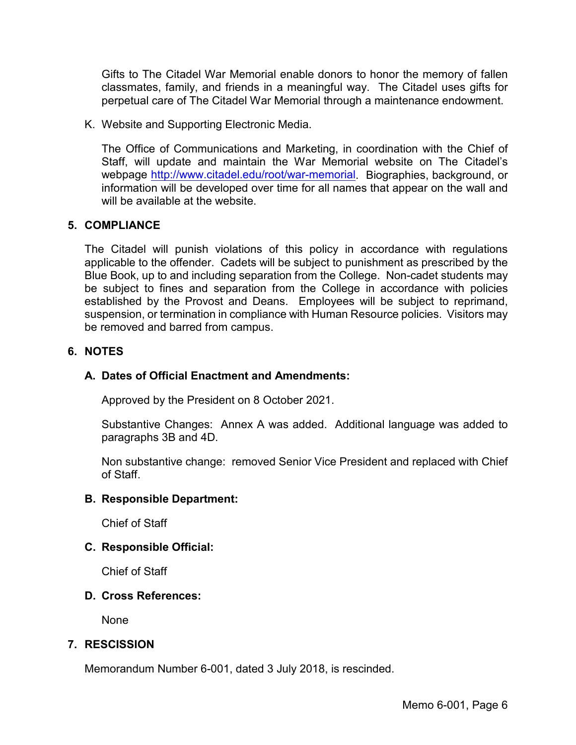Gifts to The Citadel War Memorial enable donors to honor the memory of fallen classmates, family, and friends in a meaningful way. The Citadel uses gifts for perpetual care of The Citadel War Memorial through a maintenance endowment.

K. Website and Supporting Electronic Media.

The Office of Communications and Marketing, in coordination with the Chief of Staff, will update and maintain the War Memorial website on The Citadel's webpage [http://www.citadel.edu/root/war-memorial](http://www.citadel.edu/root/war-memorial). Biographies, background, or information will be developed over time for all names that appear on the wall and will be available at the website.

## 5. COMPLIANCE

The Citadel will punish violations of this policy in accordance with regulations applicable to the offender. Cadets will be subject to punishment as prescribed by the Blue Book, up to and including separation from the College. Non-cadet students may be subject to fines and separation from the College in accordance with policies established by the Provost and Deans. Employees will be subject to reprimand, suspension, or termination in compliance with Human Resource policies. Visitors may be removed and barred from campus.

## 6. NOTES

### A. Dates of Official Enactment and Amendments:

Approved by the President on 8 October 2021.

Substantive Changes: Annex A was added. Additional language was added to paragraphs 3B and 4D.

Non substantive change: removed Senior Vice President and replaced with Chief of Staff.

### B. Responsible Department:

Chief of Staff

### C. Responsible Official:

Chief of Staff

### D. Cross References:

None

## 7. RESCISSION

Memorandum Number 6-001, dated 3 July 2018, is rescinded.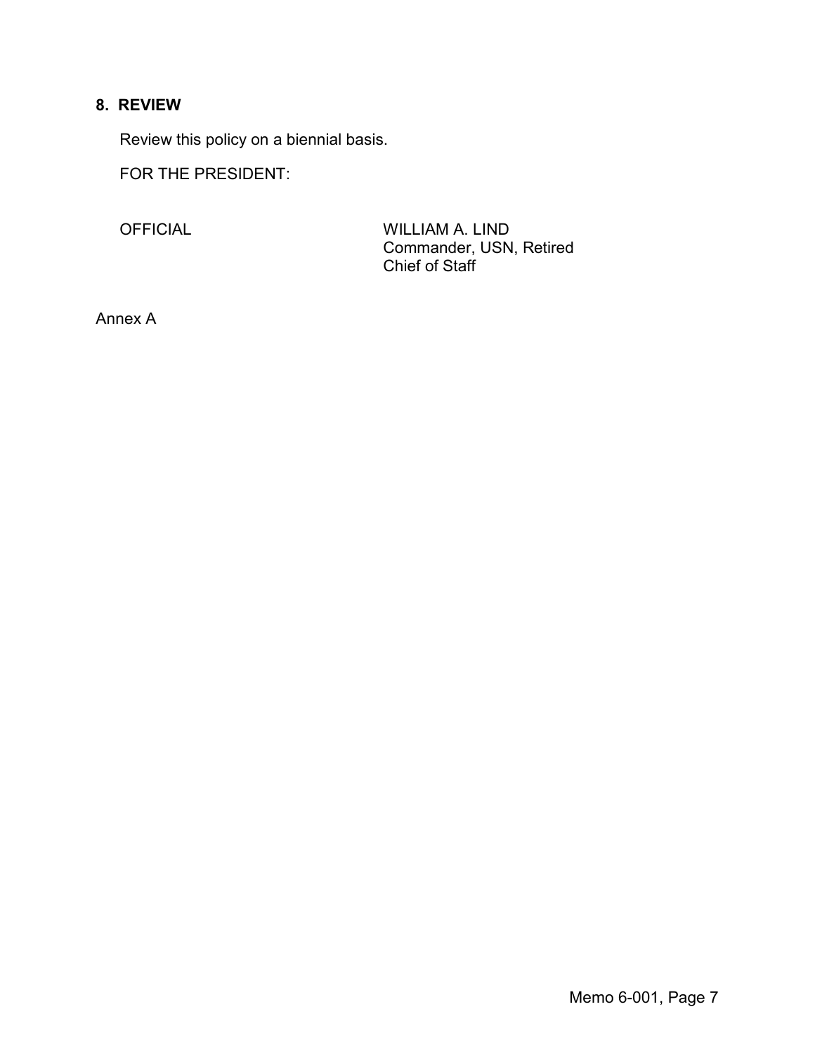## 8. REVIEW

Review this policy on a biennial basis.

FOR THE PRESIDENT:

OFFICIAL

WILLIAM A. LIND
Commander, USN, Retired
Chief of Staff

Annex A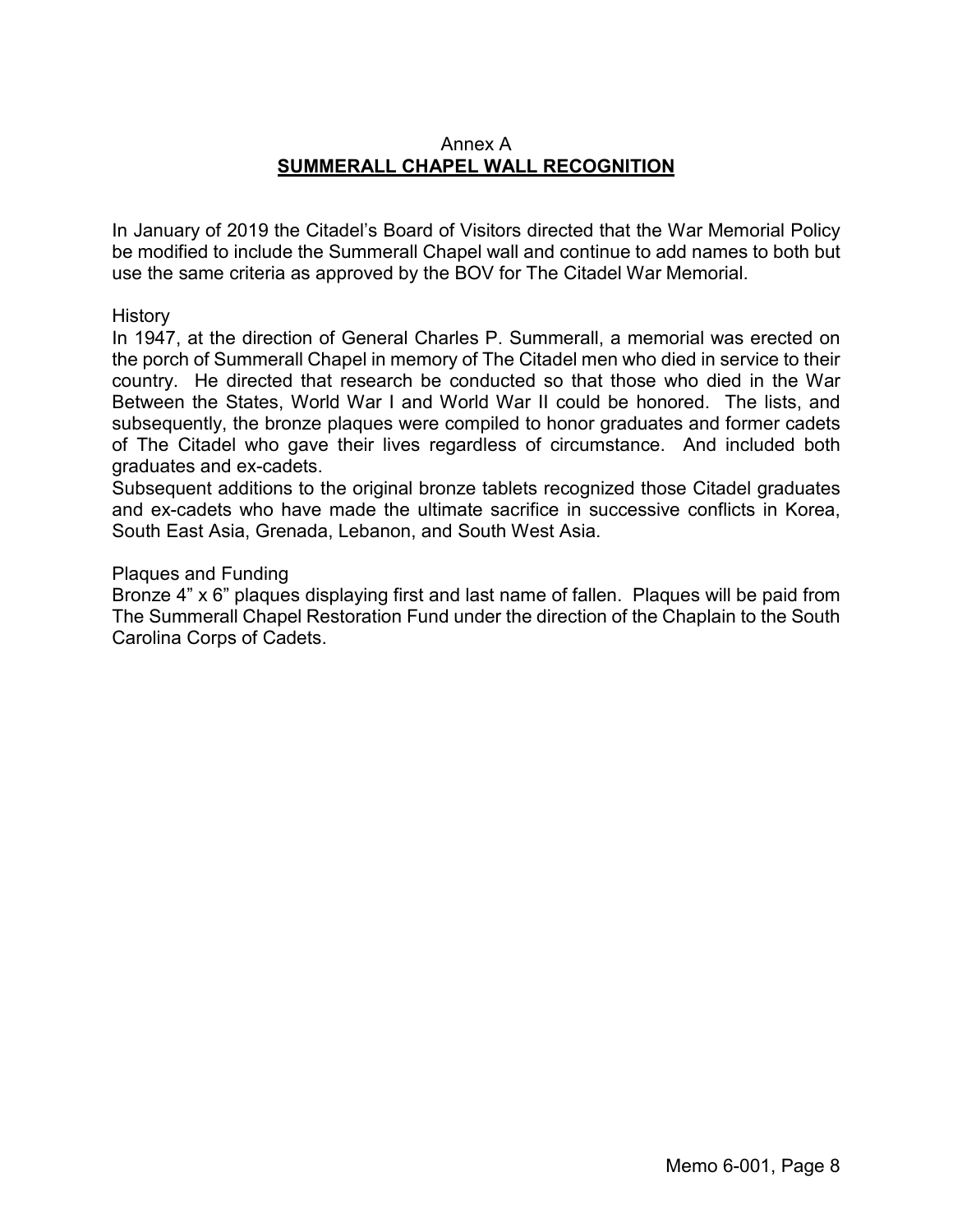Annex A

## SUMMERALL CHAPEL WALL RECOGNITION

In January of 2019 the Citadel's Board of Visitors directed that the War Memorial Policy be modified to include the Summerall Chapel wall and continue to add names to both but use the same criteria as approved by the BOV for The Citadel War Memorial.

History

In 1947, at the direction of General Charles P. Summerall, a memorial was erected on the porch of Summerall Chapel in memory of The Citadel men who died in service to their country. He directed that research be conducted so that those who died in the War Between the States, World War I and World War II could be honored. The lists, and subsequently, the bronze plaques were compiled to honor graduates and former cadets of The Citadel who gave their lives regardless of circumstance. And included both graduates and ex-cadets.

Subsequent additions to the original bronze tablets recognized those Citadel graduates and ex-cadets who have made the ultimate sacrifice in successive conflicts in Korea, South East Asia, Grenada, Lebanon, and South West Asia.

Plaques and Funding

Bronze 4" x 6" plaques displaying first and last name of fallen. Plaques will be paid from The Summerall Chapel Restoration Fund under the direction of the Chaplain to the South Carolina Corps of Cadets.